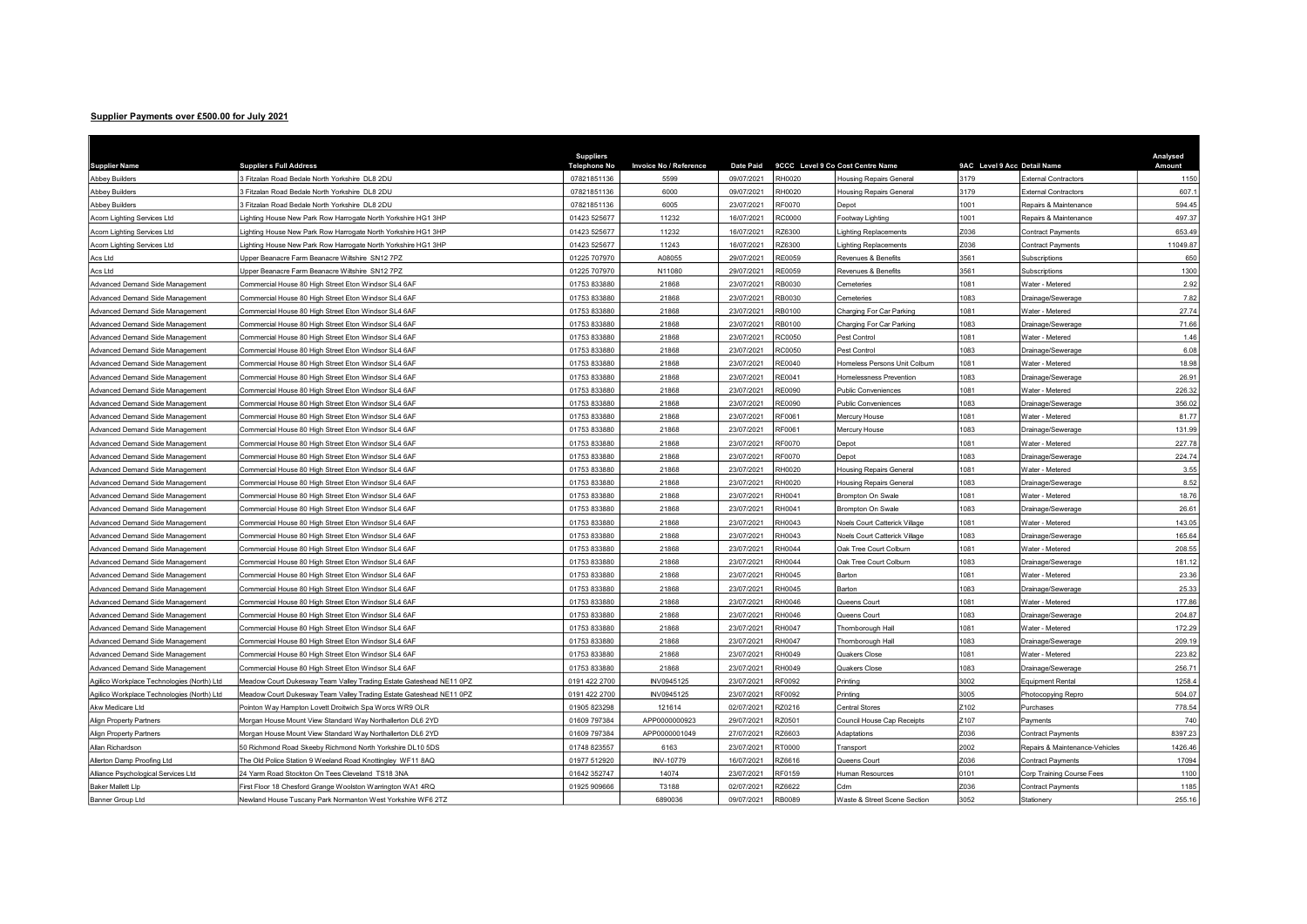## Supplier Payments over £500.00 for July 2021

| Supplier Name | Supplier s Full Address | Suppliers Telephone No | Invoice No / Reference | Date Paid | 9CCC | Level 9 Co Cost Centre Name | 9AC | Level 9 Acc Detail Name | Analysed Amount |
|---|---|---|---|---|---|---|---|---|---|
| Abbey Builders | 3 Fitzalan Road Bedale North Yorkshire DL8 2DU | 07821851136 | 5599 | 09/07/2021 | RH0020 | Housing Repairs General | 3179 | External Contractors | 1150 |
| Abbey Builders | 3 Fitzalan Road Bedale North Yorkshire DL8 2DU | 07821851136 | 6000 | 09/07/2021 | RH0020 | Housing Repairs General | 3179 | External Contractors | 607.1 |
| Abbey Builders | 3 Fitzalan Road Bedale North Yorkshire DL8 2DU | 07821851136 | 6005 | 23/07/2021 | RF0070 | Depot | 1001 | Repairs & Maintenance | 594.45 |
| Acorn Lighting Services Ltd | Lighting House New Park Row Harrogate North Yorkshire HG1 3HP | 01423 525677 | 11232 | 16/07/2021 | RC0000 | Footway Lighting | 1001 | Repairs & Maintenance | 497.37 |
| Acorn Lighting Services Ltd | Lighting House New Park Row Harrogate North Yorkshire HG1 3HP | 01423 525677 | 11232 | 16/07/2021 | RZ6300 | Lighting Replacements | Z036 | Contract Payments | 653.49 |
| Acorn Lighting Services Ltd | Lighting House New Park Row Harrogate North Yorkshire HG1 3HP | 01423 525677 | 11243 | 16/07/2021 | RZ6300 | Lighting Replacements | Z036 | Contract Payments | 11049.87 |
| Acs Ltd | Upper Beanacre Farm Beanacre Wiltshire SN12 7PZ | 01225 707970 | A08055 | 29/07/2021 | RE0059 | Revenues & Benefits | 3561 | Subscriptions | 650 |
| Acs Ltd | Upper Beanacre Farm Beanacre Wiltshire SN12 7PZ | 01225 707970 | N11080 | 29/07/2021 | RE0059 | Revenues & Benefits | 3561 | Subscriptions | 1300 |
| Advanced Demand Side Management | Commercial House 80 High Street Eton Windsor SL4 6AF | 01753 833880 | 21868 | 23/07/2021 | RB0030 | Cemeteries | 1081 | Water - Metered | 2.92 |
| Advanced Demand Side Management | Commercial House 80 High Street Eton Windsor SL4 6AF | 01753 833880 | 21868 | 23/07/2021 | RB0030 | Cemeteries | 1083 | Drainage/Sewerage | 7.82 |
| Advanced Demand Side Management | Commercial House 80 High Street Eton Windsor SL4 6AF | 01753 833880 | 21868 | 23/07/2021 | RB0100 | Charging For Car Parking | 1081 | Water - Metered | 27.74 |
| Advanced Demand Side Management | Commercial House 80 High Street Eton Windsor SL4 6AF | 01753 833880 | 21868 | 23/07/2021 | RB0100 | Charging For Car Parking | 1083 | Drainage/Sewerage | 71.66 |
| Advanced Demand Side Management | Commercial House 80 High Street Eton Windsor SL4 6AF | 01753 833880 | 21868 | 23/07/2021 | RC0050 | Pest Control | 1081 | Water - Metered | 1.46 |
| Advanced Demand Side Management | Commercial House 80 High Street Eton Windsor SL4 6AF | 01753 833880 | 21868 | 23/07/2021 | RC0050 | Pest Control | 1083 | Drainage/Sewerage | 6.08 |
| Advanced Demand Side Management | Commercial House 80 High Street Eton Windsor SL4 6AF | 01753 833880 | 21868 | 23/07/2021 | RE0040 | Homeless Persons Unit Colburn | 1081 | Water - Metered | 18.98 |
| Advanced Demand Side Management | Commercial House 80 High Street Eton Windsor SL4 6AF | 01753 833880 | 21868 | 23/07/2021 | RE0041 | Homelessness Prevention | 1083 | Drainage/Sewerage | 26.91 |
| Advanced Demand Side Management | Commercial House 80 High Street Eton Windsor SL4 6AF | 01753 833880 | 21868 | 23/07/2021 | RE0090 | Public Conveniences | 1081 | Water - Metered | 226.32 |
| Advanced Demand Side Management | Commercial House 80 High Street Eton Windsor SL4 6AF | 01753 833880 | 21868 | 23/07/2021 | RE0090 | Public Conveniences | 1083 | Drainage/Sewerage | 356.02 |
| Advanced Demand Side Management | Commercial House 80 High Street Eton Windsor SL4 6AF | 01753 833880 | 21868 | 23/07/2021 | RF0061 | Mercury House | 1081 | Water - Metered | 81.77 |
| Advanced Demand Side Management | Commercial House 80 High Street Eton Windsor SL4 6AF | 01753 833880 | 21868 | 23/07/2021 | RF0061 | Mercury House | 1083 | Drainage/Sewerage | 131.99 |
| Advanced Demand Side Management | Commercial House 80 High Street Eton Windsor SL4 6AF | 01753 833880 | 21868 | 23/07/2021 | RF0070 | Depot | 1081 | Water - Metered | 227.78 |
| Advanced Demand Side Management | Commercial House 80 High Street Eton Windsor SL4 6AF | 01753 833880 | 21868 | 23/07/2021 | RF0070 | Depot | 1083 | Drainage/Sewerage | 224.74 |
| Advanced Demand Side Management | Commercial House 80 High Street Eton Windsor SL4 6AF | 01753 833880 | 21868 | 23/07/2021 | RH0020 | Housing Repairs General | 1081 | Water - Metered | 3.55 |
| Advanced Demand Side Management | Commercial House 80 High Street Eton Windsor SL4 6AF | 01753 833880 | 21868 | 23/07/2021 | RH0020 | Housing Repairs General | 1083 | Drainage/Sewerage | 8.52 |
| Advanced Demand Side Management | Commercial House 80 High Street Eton Windsor SL4 6AF | 01753 833880 | 21868 | 23/07/2021 | RH0041 | Brompton On Swale | 1081 | Water - Metered | 18.76 |
| Advanced Demand Side Management | Commercial House 80 High Street Eton Windsor SL4 6AF | 01753 833880 | 21868 | 23/07/2021 | RH0041 | Brompton On Swale | 1083 | Drainage/Sewerage | 26.61 |
| Advanced Demand Side Management | Commercial House 80 High Street Eton Windsor SL4 6AF | 01753 833880 | 21868 | 23/07/2021 | RH0043 | Noels Court Catterick Village | 1081 | Water - Metered | 143.05 |
| Advanced Demand Side Management | Commercial House 80 High Street Eton Windsor SL4 6AF | 01753 833880 | 21868 | 23/07/2021 | RH0043 | Noels Court Catterick Village | 1083 | Drainage/Sewerage | 165.64 |
| Advanced Demand Side Management | Commercial House 80 High Street Eton Windsor SL4 6AF | 01753 833880 | 21868 | 23/07/2021 | RH0044 | Oak Tree Court Colburn | 1081 | Water - Metered | 208.55 |
| Advanced Demand Side Management | Commercial House 80 High Street Eton Windsor SL4 6AF | 01753 833880 | 21868 | 23/07/2021 | RH0044 | Oak Tree Court Colburn | 1083 | Drainage/Sewerage | 181.12 |
| Advanced Demand Side Management | Commercial House 80 High Street Eton Windsor SL4 6AF | 01753 833880 | 21868 | 23/07/2021 | RH0045 | Barton | 1081 | Water - Metered | 23.36 |
| Advanced Demand Side Management | Commercial House 80 High Street Eton Windsor SL4 6AF | 01753 833880 | 21868 | 23/07/2021 | RH0045 | Barton | 1083 | Drainage/Sewerage | 25.33 |
| Advanced Demand Side Management | Commercial House 80 High Street Eton Windsor SL4 6AF | 01753 833880 | 21868 | 23/07/2021 | RH0046 | Queens Court | 1081 | Water - Metered | 177.86 |
| Advanced Demand Side Management | Commercial House 80 High Street Eton Windsor SL4 6AF | 01753 833880 | 21868 | 23/07/2021 | RH0046 | Queens Court | 1083 | Drainage/Sewerage | 204.87 |
| Advanced Demand Side Management | Commercial House 80 High Street Eton Windsor SL4 6AF | 01753 833880 | 21868 | 23/07/2021 | RH0047 | Thornborough Hall | 1081 | Water - Metered | 172.29 |
| Advanced Demand Side Management | Commercial House 80 High Street Eton Windsor SL4 6AF | 01753 833880 | 21868 | 23/07/2021 | RH0047 | Thornborough Hall | 1083 | Drainage/Sewerage | 209.19 |
| Advanced Demand Side Management | Commercial House 80 High Street Eton Windsor SL4 6AF | 01753 833880 | 21868 | 23/07/2021 | RH0049 | Quakers Close | 1081 | Water - Metered | 223.82 |
| Advanced Demand Side Management | Commercial House 80 High Street Eton Windsor SL4 6AF | 01753 833880 | 21868 | 23/07/2021 | RH0049 | Quakers Close | 1083 | Drainage/Sewerage | 256.71 |
| Agilico Workplace Technologies (North) Ltd | Meadow Court Dukesway Team Valley Trading Estate Gateshead NE11 0PZ | 0191 422 2700 | INV0945125 | 23/07/2021 | RF0092 | Printing | 3002 | Equipment Rental | 1258.4 |
| Agilico Workplace Technologies (North) Ltd | Meadow Court Dukesway Team Valley Trading Estate Gateshead NE11 0PZ | 0191 422 2700 | INV0945125 | 23/07/2021 | RF0092 | Printing | 3005 | Photocopying Repro | 504.07 |
| Akw Medicare Ltd | Pointon Way Hampton Lovett Droitwich Spa Worcs WR9 OLR | 01905 823298 | 121614 | 02/07/2021 | RZ0216 | Central Stores | Z102 | Purchases | 778.54 |
| Align Property Partners | Morgan House Mount View Standard Way Northallerton DL6 2YD | 01609 797384 | APP0000000923 | 29/07/2021 | RZ0501 | Council House Cap Receipts | Z107 | Payments | 740 |
| Align Property Partners | Morgan House Mount View Standard Way Northallerton DL6 2YD | 01609 797384 | APP0000001049 | 27/07/2021 | RZ6603 | Adaptations | Z036 | Contract Payments | 8397.23 |
| Allan Richardson | 50 Richmond Road Skeeby Richmond North Yorkshire DL10 5DS | 01748 823557 | 6163 | 23/07/2021 | RT0000 | Transport | 2002 | Repairs & Maintenance-Vehicles | 1426.46 |
| Allerton Damp Proofing Ltd | The Old Police Station 9 Weeland Road Knottingley WF11 8AQ | 01977 512920 | INV-10779 | 16/07/2021 | RZ6616 | Queens Court | Z036 | Contract Payments | 17094 |
| Alliance Psychological Services Ltd | 24 Yarm Road Stockton On Tees Cleveland TS18 3NA | 01642 352747 | 14074 | 23/07/2021 | RF0159 | Human Resources | 0101 | Corp Training Course Fees | 1100 |
| Baker Mallett Llp | First Floor 18 Chesford Grange Woolston Warrington WA1 4RQ | 01925 909666 | T3188 | 02/07/2021 | RZ6622 | Cdm | Z036 | Contract Payments | 1185 |
| Banner Group Ltd | Newland House Tuscany Park Normanton West Yorkshire WF6 2TZ | | 6890036 | 09/07/2021 | RB0089 | Waste & Street Scene Section | 3052 | Stationery | 255.16 |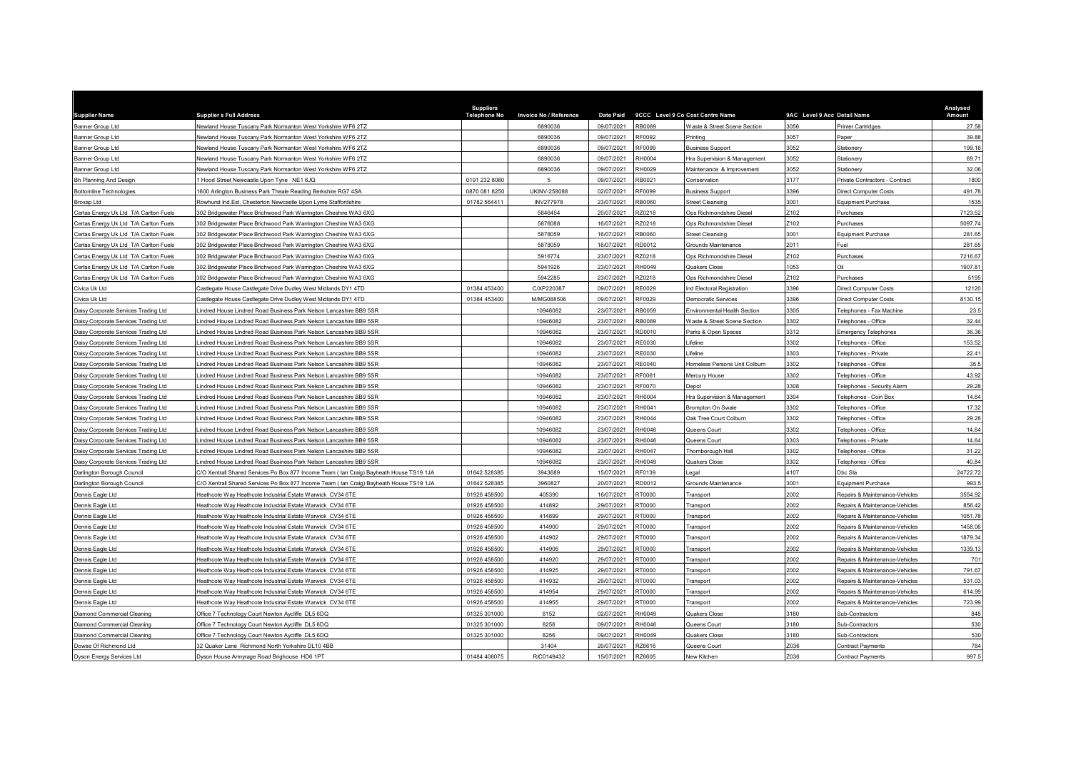| Supplier Name | Supplier s Full Address | Suppliers Telephone No | Invoice No / Reference | Date Paid | 9CCC | Level 9 Co Cost Centre Name | 9AC | Level 9 Acc Detail Name | Analysed Amount |
|---|---|---|---|---|---|---|---|---|---|
| Banner Group Ltd | Newland House Tuscany Park Normanton West Yorkshire WF6 2TZ | | 6890036 | 09/07/2021 | RB0089 | Waste & Street Scene Section | 3056 | Printer Cartridges | 27.58 |
| Banner Group Ltd | Newland House Tuscany Park Normanton West Yorkshire WF6 2TZ | | 6890036 | 09/07/2021 | RF0092 | Printing | 3057 | Paper | 39.88 |
| Banner Group Ltd | Newland House Tuscany Park Normanton West Yorkshire WF6 2TZ | | 6890036 | 09/07/2021 | RF0099 | Business Support | 3052 | Stationery | 199.16 |
| Banner Group Ltd | Newland House Tuscany Park Normanton West Yorkshire WF6 2TZ | | 6890036 | 09/07/2021 | RH0004 | Hra Supervision & Management | 3052 | Stationery | 69.71 |
| Banner Group Ltd | Newland House Tuscany Park Normanton West Yorkshire WF6 2TZ | | 6890036 | 09/07/2021 | RH0029 | Maintenance & Improvement | 3052 | Stationery | 32.06 |
| Bh Planning And Design | 1 Hood Street Newcastle Upon Tyne NE1 6JQ | 0191 232 8080 | 5 | 09/07/2021 | RB0021 | Conservation | 3177 | Private Contractors - Contract | 1800 |
| Bottomline Technologies | 1600 Arlington Business Park Theale Reading Berkshire RG7 4SA | 0870 081 8250 | UKINV-258088 | 02/07/2021 | RF0099 | Business Support | 3396 | Direct Computer Costs | 491.78 |
| Broxap Ltd | Rowhurst Ind.Est. Chesterton Newcastle Upon Lyme Staffordshire | 01782 564411 | INV277978 | 23/07/2021 | RB0060 | Street Cleansing | 3001 | Equipment Purchase | 1535 |
| Certas Energy Uk Ltd T/A Carlton Fuels | 302 Bridgewater Place Brichwood Park Warrington Cheshire WA3 6XG | | 5846454 | 20/07/2021 | RZ0218 | Ops Richmondshire Diesel | Z102 | Purchases | 7123.52 |
| Certas Energy Uk Ltd T/A Carlton Fuels | 302 Bridgewater Place Brichwood Park Warrington Cheshire WA3 6XG | | 5876088 | 16/07/2021 | RZ0218 | Ops Richmondshire Diesel | Z102 | Purchases | 5097.74 |
| Certas Energy Uk Ltd T/A Carlton Fuels | 302 Bridgewater Place Brichwood Park Warrington Cheshire WA3 6XG | | 5878059 | 16/07/2021 | RB0060 | Street Cleansing | 3001 | Equipment Purchase | 281.65 |
| Certas Energy Uk Ltd T/A Carlton Fuels | 302 Bridgewater Place Brichwood Park Warrington Cheshire WA3 6XG | | 5878059 | 16/07/2021 | RD0012 | Grounds Maintenance | 2011 | Fuel | 281.65 |
| Certas Energy Uk Ltd T/A Carlton Fuels | 302 Bridgewater Place Brichwood Park Warrington Cheshire WA3 6XG | | 5916774 | 23/07/2021 | RZ0218 | Ops Richmondshire Diesel | Z102 | Purchases | 7216.67 |
| Certas Energy Uk Ltd T/A Carlton Fuels | 302 Bridgewater Place Brichwood Park Warrington Cheshire WA3 6XG | | 5941926 | 23/07/2021 | RH0049 | Quakers Close | 1053 | Oil | 1907.81 |
| Certas Energy Uk Ltd T/A Carlton Fuels | 302 Bridgewater Place Brichwood Park Warrington Cheshire WA3 6XG | | 5942285 | 23/07/2021 | RZ0218 | Ops Richmondshire Diesel | Z102 | Purchases | 5195 |
| Civica Uk Ltd | Castlegate House Castlegate Drive Dudley West Midlands DY1 4TD | 01384 453400 | C/XP220387 | 09/07/2021 | RE0029 | Ind Electoral Registration | 3396 | Direct Computer Costs | 12120 |
| Civica Uk Ltd | Castlegate House Castlegate Drive Dudley West Midlands DY1 4TD | 01384 453400 | M/MG088506 | 09/07/2021 | RF0029 | Democratic Services | 3396 | Direct Computer Costs | 8130.15 |
| Daisy Corporate Services Trading Ltd | Lindred House Lindred Road Business Park Nelson Lancashire BB9 5SR | | 10946082 | 23/07/2021 | RB0059 | Environmental Health Section | 3305 | Telephones - Fax Machine | 23.5 |
| Daisy Corporate Services Trading Ltd | Lindred House Lindred Road Business Park Nelson Lancashire BB9 5SR | | 10946082 | 23/07/2021 | RB0089 | Waste & Street Scene Section | 3302 | Telephones - Office | 32.44 |
| Daisy Corporate Services Trading Ltd | Lindred House Lindred Road Business Park Nelson Lancashire BB9 5SR | | 10946082 | 23/07/2021 | RD0010 | Parks & Open Spaces | 3312 | Emergency Telephones | 36.36 |
| Daisy Corporate Services Trading Ltd | Lindred House Lindred Road Business Park Nelson Lancashire BB9 5SR | | 10946082 | 23/07/2021 | RE0030 | Lifeline | 3302 | Telephones - Office | 153.52 |
| Daisy Corporate Services Trading Ltd | Lindred House Lindred Road Business Park Nelson Lancashire BB9 5SR | | 10946082 | 23/07/2021 | RE0030 | Lifeline | 3303 | Telephones - Private | 22.41 |
| Daisy Corporate Services Trading Ltd | Lindred House Lindred Road Business Park Nelson Lancashire BB9 5SR | | 10946082 | 23/07/2021 | RE0040 | Homeless Persons Unit Colburn | 3302 | Telephones - Office | 35.5 |
| Daisy Corporate Services Trading Ltd | Lindred House Lindred Road Business Park Nelson Lancashire BB9 5SR | | 10946082 | 23/07/2021 | RF0061 | Mercury House | 3302 | Telephones - Office | 43.92 |
| Daisy Corporate Services Trading Ltd | Lindred House Lindred Road Business Park Nelson Lancashire BB9 5SR | | 10946082 | 23/07/2021 | RF0070 | Depot | 3308 | Telephones - Security Alarm | 29.28 |
| Daisy Corporate Services Trading Ltd | Lindred House Lindred Road Business Park Nelson Lancashire BB9 5SR | | 10946082 | 23/07/2021 | RH0004 | Hra Supervision & Management | 3304 | Telephones - Coin Box | 14.64 |
| Daisy Corporate Services Trading Ltd | Lindred House Lindred Road Business Park Nelson Lancashire BB9 5SR | | 10946082 | 23/07/2021 | RH0041 | Brompton On Swale | 3302 | Telephones - Office | 17.32 |
| Daisy Corporate Services Trading Ltd | Lindred House Lindred Road Business Park Nelson Lancashire BB9 5SR | | 10946082 | 23/07/2021 | RH0044 | Oak Tree Court Colburn | 3302 | Telephones - Office | 29.28 |
| Daisy Corporate Services Trading Ltd | Lindred House Lindred Road Business Park Nelson Lancashire BB9 5SR | | 10946082 | 23/07/2021 | RH0046 | Queens Court | 3302 | Telephones - Office | 14.64 |
| Daisy Corporate Services Trading Ltd | Lindred House Lindred Road Business Park Nelson Lancashire BB9 5SR | | 10946082 | 23/07/2021 | RH0046 | Queens Court | 3303 | Telephones - Private | 14.64 |
| Daisy Corporate Services Trading Ltd | Lindred House Lindred Road Business Park Nelson Lancashire BB9 5SR | | 10946082 | 23/07/2021 | RH0047 | Thornborough Hall | 3302 | Telephones - Office | 31.22 |
| Daisy Corporate Services Trading Ltd | Lindred House Lindred Road Business Park Nelson Lancashire BB9 5SR | | 10946082 | 23/07/2021 | RH0049 | Quakers Close | 3302 | Telephones - Office | 40.84 |
| Darlington Borough Council | C/O Xentrall Shared Services Po Box 877 Income Team ( Ian Craig) Bayheath House TS19 1JA | 01642 528385 | 3943689 | 15/07/2021 | RF0139 | Legal | 4107 | Dbc Sla | 24722.72 |
| Darlington Borough Council | C/O Xentrall Shared Services Po Box 877 Income Team ( Ian Craig) Bayheath House TS19 1JA | 01642 528385 | 3960827 | 20/07/2021 | RD0012 | Grounds Maintenance | 3001 | Equipment Purchase | 993.5 |
| Dennis Eagle Ltd | Heathcote Way Heathcote Industrial Estate Warwick CV34 6TE | 01926 458500 | 405390 | 16/07/2021 | RT0000 | Transport | 2002 | Repairs & Maintenance-Vehicles | 3554.92 |
| Dennis Eagle Ltd | Heathcote Way Heathcote Industrial Estate Warwick CV34 6TE | 01926 458500 | 414892 | 29/07/2021 | RT0000 | Transport | 2002 | Repairs & Maintenance-Vehicles | 856.42 |
| Dennis Eagle Ltd | Heathcote Way Heathcote Industrial Estate Warwick CV34 6TE | 01926 458500 | 414899 | 29/07/2021 | RT0000 | Transport | 2002 | Repairs & Maintenance-Vehicles | 1051.78 |
| Dennis Eagle Ltd | Heathcote Way Heathcote Industrial Estate Warwick CV34 6TE | 01926 458500 | 414900 | 29/07/2021 | RT0000 | Transport | 2002 | Repairs & Maintenance-Vehicles | 1458.06 |
| Dennis Eagle Ltd | Heathcote Way Heathcote Industrial Estate Warwick CV34 6TE | 01926 458500 | 414902 | 29/07/2021 | RT0000 | Transport | 2002 | Repairs & Maintenance-Vehicles | 1879.34 |
| Dennis Eagle Ltd | Heathcote Way Heathcote Industrial Estate Warwick CV34 6TE | 01926 458500 | 414906 | 29/07/2021 | RT0000 | Transport | 2002 | Repairs & Maintenance-Vehicles | 1339.13 |
| Dennis Eagle Ltd | Heathcote Way Heathcote Industrial Estate Warwick CV34 6TE | 01926 458500 | 414920 | 29/07/2021 | RT0000 | Transport | 2002 | Repairs & Maintenance-Vehicles | 701 |
| Dennis Eagle Ltd | Heathcote Way Heathcote Industrial Estate Warwick CV34 6TE | 01926 458500 | 414925 | 29/07/2021 | RT0000 | Transport | 2002 | Repairs & Maintenance-Vehicles | 791.67 |
| Dennis Eagle Ltd | Heathcote Way Heathcote Industrial Estate Warwick CV34 6TE | 01926 458500 | 414932 | 29/07/2021 | RT0000 | Transport | 2002 | Repairs & Maintenance-Vehicles | 531.03 |
| Dennis Eagle Ltd | Heathcote Way Heathcote Industrial Estate Warwick CV34 6TE | 01926 458500 | 414954 | 29/07/2021 | RT0000 | Transport | 2002 | Repairs & Maintenance-Vehicles | 614.99 |
| Dennis Eagle Ltd | Heathcote Way Heathcote Industrial Estate Warwick CV34 6TE | 01926 458500 | 414955 | 29/07/2021 | RT0000 | Transport | 2002 | Repairs & Maintenance-Vehicles | 723.99 |
| Diamond Commercial Cleaning | Office 7 Technology Court Newton Aycliffe DL5 6DQ | 01325 301000 | 8152 | 02/07/2021 | RH0049 | Quakers Close | 3180 | Sub-Contractors | 848 |
| Diamond Commercial Cleaning | Office 7 Technology Court Newton Aycliffe DL5 6DQ | 01325 301000 | 8256 | 09/07/2021 | RH0046 | Queens Court | 3180 | Sub-Contractors | 530 |
| Diamond Commercial Cleaning | Office 7 Technology Court Newton Aycliffe DL5 6DQ | 01325 301000 | 8256 | 09/07/2021 | RH0049 | Quakers Close | 3180 | Sub-Contractors | 530 |
| Dowse Of Richmond Ltd | 32 Quaker Lane Richmond North Yorkshire DL10 4BB | | 31404 | 20/07/2021 | RZ6616 | Queens Court | Z036 | Contract Payments | 784 |
| Dyson Energy Services Ltd | Dyson House Armyrage Road Brighouse HD6 1PT | 01484 406075 | RIC0149432 | 15/07/2021 | RZ6605 | New Kitchen | Z036 | Contract Payments | 997.5 |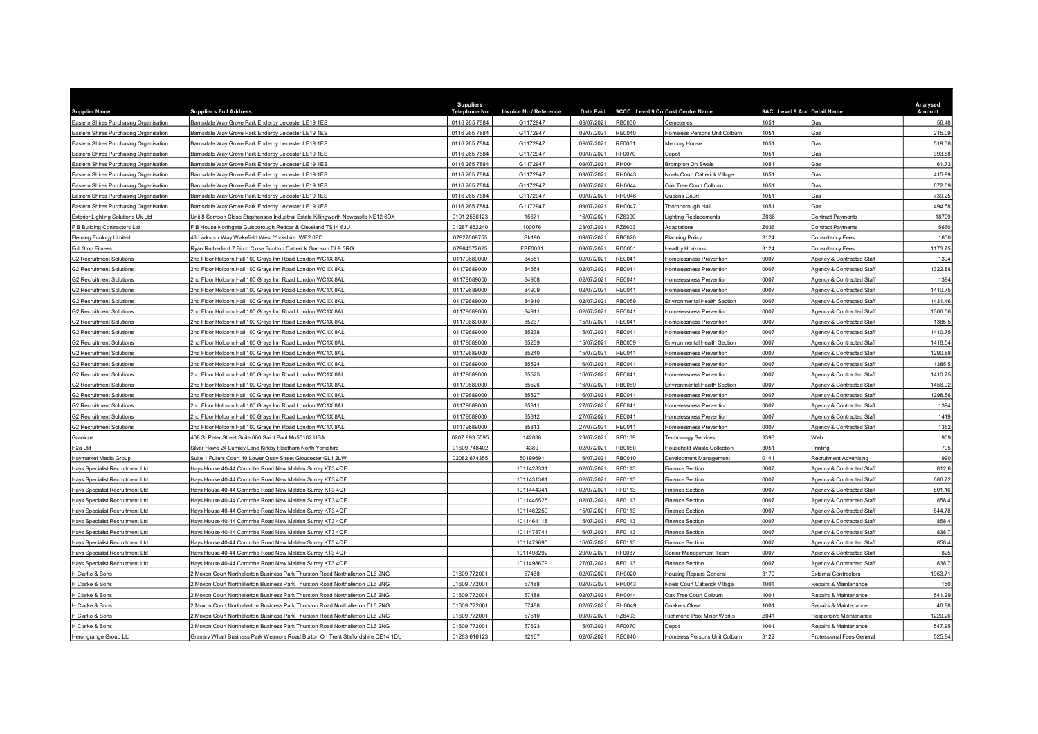| Supplier Name | Supplier s Full Address | Suppliers Telephone No | Invoice No / Reference | Date Paid | 9CCC | Level 9 Co Cost Centre Name | 9AC | Level 9 Acc Detail Name | Analysed Amount |
|---|---|---|---|---|---|---|---|---|---|
| Eastern Shires Purchasing Organisation | Barnsdale Way Grove Park Enderby Leicester LE19 1ES | 0116 265 7884 | G1172947 | 09/07/2021 | RB0030 | Cemeteries | 1051 | Gas | 56.48 |
| Eastern Shires Purchasing Organisation | Barnsdale Way Grove Park Enderby Leicester LE19 1ES | 0116 265 7884 | G1172947 | 09/07/2021 | RE0040 | Homeless Persons Unit Colburn | 1051 | Gas | 215.09 |
| Eastern Shires Purchasing Organisation | Barnsdale Way Grove Park Enderby Leicester LE19 1ES | 0116 265 7884 | G1172947 | 09/07/2021 | RF0061 | Mercury House | 1051 | Gas | 519.38 |
| Eastern Shires Purchasing Organisation | Barnsdale Way Grove Park Enderby Leicester LE19 1ES | 0116 265 7884 | G1172947 | 09/07/2021 | RF0070 | Depot | 1051 | Gas | 393.88 |
| Eastern Shires Purchasing Organisation | Barnsdale Way Grove Park Enderby Leicester LE19 1ES | 0116 265 7884 | G1172947 | 09/07/2021 | RH0041 | Brompton On Swale | 1051 | Gas | 61.73 |
| Eastern Shires Purchasing Organisation | Barnsdale Way Grove Park Enderby Leicester LE19 1ES | 0116 265 7884 | G1172947 | 09/07/2021 | RH0043 | Noels Court Catterick Village | 1051 | Gas | 415.99 |
| Eastern Shires Purchasing Organisation | Barnsdale Way Grove Park Enderby Leicester LE19 1ES | 0116 265 7884 | G1172947 | 09/07/2021 | RH0044 | Oak Tree Court Colburn | 1051 | Gas | 672.09 |
| Eastern Shires Purchasing Organisation | Barnsdale Way Grove Park Enderby Leicester LE19 1ES | 0116 265 7884 | G1172947 | 09/07/2021 | RH0046 | Queens Court | 1051 | Gas | 739.25 |
| Eastern Shires Purchasing Organisation | Barnsdale Way Grove Park Enderby Leicester LE19 1ES | 0116 265 7884 | G1172947 | 09/07/2021 | RH0047 | Thornborough Hall | 1051 | Gas | 494.58 |
| Exterior Lighting Solutions Uk Ltd | Unit 8 Samson Close Stephenson Industrial Estate Killingworth Newcastle NE12 6DX | 0191 2566123 | 15671 | 16/07/2021 | RZ6300 | Lighting Replacements | Z036 | Contract Payments | 18799 |
| F B Building Contractors Ltd | F B House Northgate Guisborough Redcar & Cleveland TS14 6JU | 01287 652240 | 100076 | 23/07/2021 | RZ6603 | Adaptations | Z036 | Contract Payments | 5660 |
| Fleming Ecology Limited | 48 Larkspur Way Wakefield West Yorkshire WF2 0FD | 07927009755 | SI-190 | 09/07/2021 | RB0020 | Planning Policy | 3124 | Consultancy Fees | 1800 |
| Full Stop Fitness | Ryan Rutherford 7 Birch Close Scotton Catterick Garrison DL9 3RG | 07964372625 | FSF0031 | 09/07/2021 | RD0001 | Healthy Horizons | 3124 | Consultancy Fees | 1173.75 |
| G2 Recruitment Solutions | 2nd Floor Holborn Hall 100 Grays Inn Road London WC1X 8AL | 01179689000 | 84551 | 02/07/2021 | RE0041 | Homelessness Prevention | 0007 | Agency & Contracted Staff | 1394 |
| G2 Recruitment Solutions | 2nd Floor Holborn Hall 100 Grays Inn Road London WC1X 8AL | 01179689000 | 84554 | 02/07/2021 | RE0041 | Homelessness Prevention | 0007 | Agency & Contracted Staff | 1322.88 |
| G2 Recruitment Solutions | 2nd Floor Holborn Hall 100 Grays Inn Road London WC1X 8AL | 01179689000 | 84908 | 02/07/2021 | RE0041 | Homelessness Prevention | 0007 | Agency & Contracted Staff | 1394 |
| G2 Recruitment Solutions | 2nd Floor Holborn Hall 100 Grays Inn Road London WC1X 8AL | 01179689000 | 84909 | 02/07/2021 | RE0041 | Homelessness Prevention | 0007 | Agency & Contracted Staff | 1410.75 |
| G2 Recruitment Solutions | 2nd Floor Holborn Hall 100 Grays Inn Road London WC1X 8AL | 01179689000 | 84910 | 02/07/2021 | RB0059 | Environmental Health Section | 0007 | Agency & Contracted Staff | 1431.46 |
| G2 Recruitment Solutions | 2nd Floor Holborn Hall 100 Grays Inn Road London WC1X 8AL | 01179689000 | 84911 | 02/07/2021 | RE0041 | Homelessness Prevention | 0007 | Agency & Contracted Staff | 1306.56 |
| G2 Recruitment Solutions | 2nd Floor Holborn Hall 100 Grays Inn Road London WC1X 8AL | 01179689000 | 85237 | 15/07/2021 | RE0041 | Homelessness Prevention | 0007 | Agency & Contracted Staff | 1385.5 |
| G2 Recruitment Solutions | 2nd Floor Holborn Hall 100 Grays Inn Road London WC1X 8AL | 01179689000 | 85238 | 15/07/2021 | RE0041 | Homelessness Prevention | 0007 | Agency & Contracted Staff | 1410.75 |
| G2 Recruitment Solutions | 2nd Floor Holborn Hall 100 Grays Inn Road London WC1X 8AL | 01179689000 | 85239 | 15/07/2021 | RB0059 | Environmental Health Section | 0007 | Agency & Contracted Staff | 1418.54 |
| G2 Recruitment Solutions | 2nd Floor Holborn Hall 100 Grays Inn Road London WC1X 8AL | 01179689000 | 85240 | 15/07/2021 | RE0041 | Homelessness Prevention | 0007 | Agency & Contracted Staff | 1290.88 |
| G2 Recruitment Solutions | 2nd Floor Holborn Hall 100 Grays Inn Road London WC1X 8AL | 01179689000 | 85524 | 16/07/2021 | RE0041 | Homelessness Prevention | 0007 | Agency & Contracted Staff | 1385.5 |
| G2 Recruitment Solutions | 2nd Floor Holborn Hall 100 Grays Inn Road London WC1X 8AL | 01179689000 | 85525 | 16/07/2021 | RE0041 | Homelessness Prevention | 0007 | Agency & Contracted Staff | 1410.75 |
| G2 Recruitment Solutions | 2nd Floor Holborn Hall 100 Grays Inn Road London WC1X 8AL | 01179689000 | 85526 | 16/07/2021 | RB0059 | Environmental Health Section | 0007 | Agency & Contracted Staff | 1456.92 |
| G2 Recruitment Solutions | 2nd Floor Holborn Hall 100 Grays Inn Road London WC1X 8AL | 01179689000 | 85527 | 16/07/2021 | RE0041 | Homelessness Prevention | 0007 | Agency & Contracted Staff | 1298.56 |
| G2 Recruitment Solutions | 2nd Floor Holborn Hall 100 Grays Inn Road London WC1X 8AL | 01179689000 | 85811 | 27/07/2021 | RE0041 | Homelessness Prevention | 0007 | Agency & Contracted Staff | 1394 |
| G2 Recruitment Solutions | 2nd Floor Holborn Hall 100 Grays Inn Road London WC1X 8AL | 01179689000 | 85812 | 27/07/2021 | RE0041 | Homelessness Prevention | 0007 | Agency & Contracted Staff | 1419 |
| G2 Recruitment Solutions | 2nd Floor Holborn Hall 100 Grays Inn Road London WC1X 8AL | 01179689000 | 85813 | 27/07/2021 | RE0041 | Homelessness Prevention | 0007 | Agency & Contracted Staff | 1352 |
| Granicus | 408 St Peter Street Suite 600 Saint Paul Mn55102 USA | 0207 993 5595 | 142038 | 23/07/2021 | RF0169 | Technology Services | 3393 | Web | 909 |
| H2a Ltd | Silver Howe 24 Lumley Lane Kirkby Fleetham North Yorkshire | 01609 748402 | 4389 | 02/07/2021 | RB0080 | Household Waste Collection | 3051 | Printing | 795 |
| Haymarket Media Group | Suite 1 Fullers Court 40 Lower Quay Street Gloucester GL1 2LW | 02082 674355 | 50199691 | 16/07/2021 | RB0010 | Development Management | 0141 | Recruitment Advertising | 1990 |
| Hays Specialist Recruitment Ltd | Hays House 40-44 Commbe Road New Malden Surrey KT3 4QF | | 1011428331 | 02/07/2021 | RF0113 | Finance Section | 0007 | Agency & Contracted Staff | 812.6 |
| Hays Specialist Recruitment Ltd | Hays House 40-44 Commbe Road New Malden Surrey KT3 4QF | | 1011431361 | 02/07/2021 | RF0113 | Finance Section | 0007 | Agency & Contracted Staff | 686.72 |
| Hays Specialist Recruitment Ltd | Hays House 40-44 Commbe Road New Malden Surrey KT3 4QF | | 1011444341 | 02/07/2021 | RF0113 | Finance Section | 0007 | Agency & Contracted Staff | 801.16 |
| Hays Specialist Recruitment Ltd | Hays House 40-44 Commbe Road New Malden Surrey KT3 4QF | | 1011446525 | 02/07/2021 | RF0113 | Finance Section | 0007 | Agency & Contracted Staff | 858.4 |
| Hays Specialist Recruitment Ltd | Hays House 40-44 Commbe Road New Malden Surrey KT3 4QF | | 1011462250 | 15/07/2021 | RF0113 | Finance Section | 0007 | Agency & Contracted Staff | 844.78 |
| Hays Specialist Recruitment Ltd | Hays House 40-44 Commbe Road New Malden Surrey KT3 4QF | | 1011464118 | 15/07/2021 | RF0113 | Finance Section | 0007 | Agency & Contracted Staff | 858.4 |
| Hays Specialist Recruitment Ltd | Hays House 40-44 Commbe Road New Malden Surrey KT3 4QF | | 1011478741 | 16/07/2021 | RF0113 | Finance Section | 0007 | Agency & Contracted Staff | 838.7 |
| Hays Specialist Recruitment Ltd | Hays House 40-44 Commbe Road New Malden Surrey KT3 4QF | | 1011479695 | 16/07/2021 | RF0113 | Finance Section | 0007 | Agency & Contracted Staff | 858.4 |
| Hays Specialist Recruitment Ltd | Hays House 40-44 Commbe Road New Malden Surrey KT3 4QF | | 1011498292 | 29/07/2021 | RF0087 | Senior Management Team | 0007 | Agency & Contracted Staff | 825 |
| Hays Specialist Recruitment Ltd | Hays House 40-44 Commbe Road New Malden Surrey KT3 4QF | | 1011498679 | 27/07/2021 | RF0113 | Finance Section | 0007 | Agency & Contracted Staff | 838.7 |
| H Clarke & Sons | 2 Moxon Court Northallerton Business Park Thurston Road Northallerton DL6 2NG | 01609 772001 | 57488 | 02/07/2021 | RH0020 | Housing Repairs General | 3179 | External Contractors | 1953.71 |
| H Clarke & Sons | 2 Moxon Court Northallerton Business Park Thurston Road Northallerton DL6 2NG | 01609 772001 | 57488 | 02/07/2021 | RH0043 | Noels Court Catterick Village | 1001 | Repairs & Maintenance | 150 |
| H Clarke & Sons | 2 Moxon Court Northallerton Business Park Thurston Road Northallerton DL6 2NG | 01609 772001 | 57488 | 02/07/2021 | RH0044 | Oak Tree Court Colburn | 1001 | Repairs & Maintenance | 541.29 |
| H Clarke & Sons | 2 Moxon Court Northallerton Business Park Thurston Road Northallerton DL6 2NG | 01609 772001 | 57488 | 02/07/2021 | RH0049 | Quakers Close | 1001 | Repairs & Maintenance | 46.88 |
| H Clarke & Sons | 2 Moxon Court Northallerton Business Park Thurston Road Northallerton DL6 2NG | 01609 772001 | 57510 | 09/07/2021 | RZ6403 | Richmond Pool Minor Works | Z041 | Responsive Maintenance | 1220.26 |
| H Clarke & Sons | 2 Moxon Court Northallerton Business Park Thurston Road Northallerton DL6 2NG | 01609 772001 | 57623 | 15/07/2021 | RF0070 | Depot | 1001 | Repairs & Maintenance | 547.95 |
| Herongrange Group Ltd | Granary Wharf Business Park Wetmore Road Burton On Trent Staffordshire DE14 1DU | 01283 616123 | 12167 | 02/07/2021 | RE0040 | Homeless Persons Unit Colburn | 3122 | Professional Fees General | 525.84 |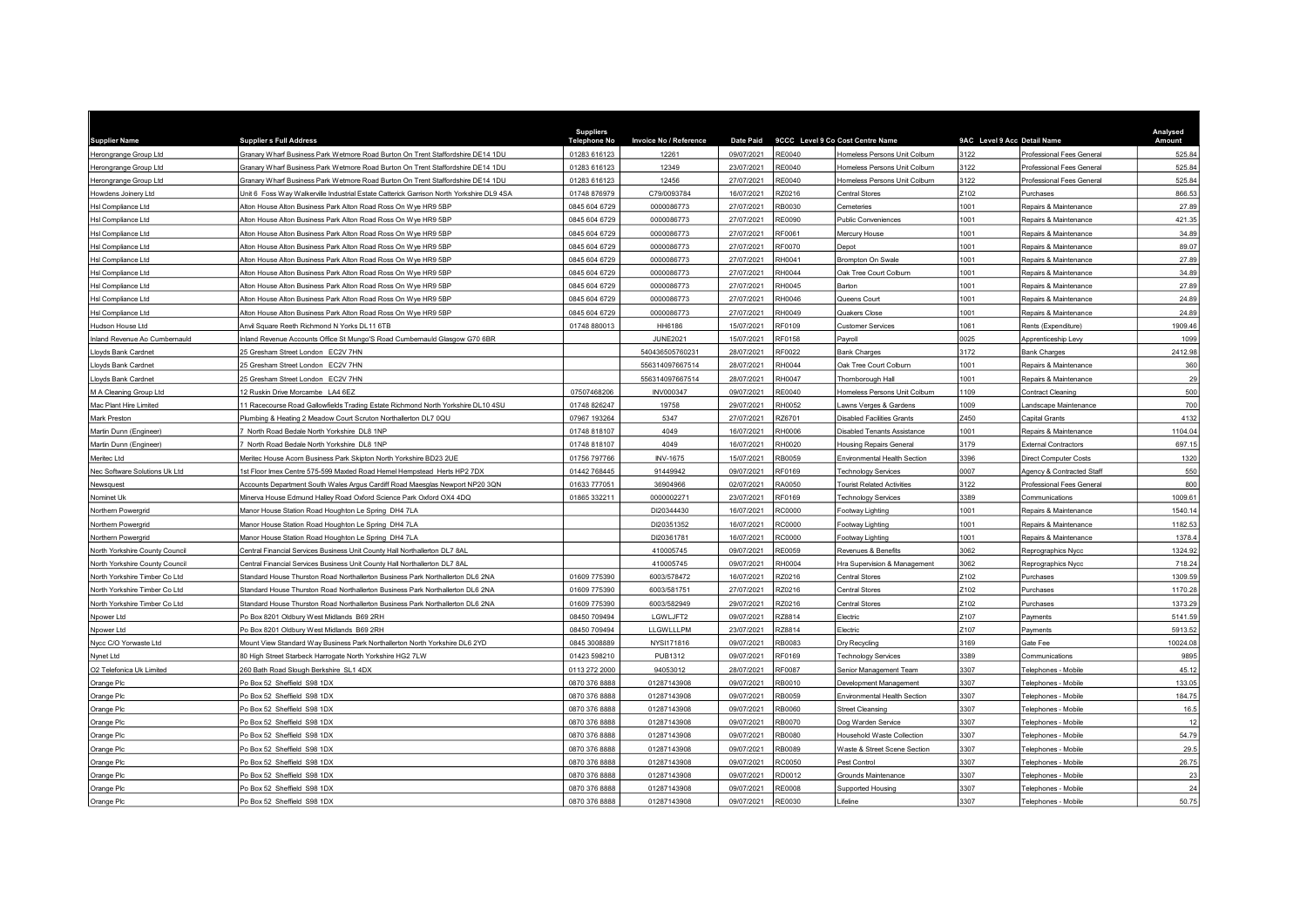| Supplier Name | Supplier s Full Address | Suppliers Telephone No | Invoice No / Reference | Date Paid | 9CCC Level 9 Co Cost Centre Name | | 9AC Level 9 Acc Detail Name | | Analysed Amount |
|---|---|---|---|---|---|---|---|---|---|
| Herongrange Group Ltd | Granary Wharf Business Park Wetmore Road Burton On Trent Staffordshire DE14 1DU | 01283 616123 | 12261 | 09/07/2021 | RE0040 | Homeless Persons Unit Colburn | 3122 | Professional Fees General | 525.84 |
| Herongrange Group Ltd | Granary Wharf Business Park Wetmore Road Burton On Trent Staffordshire DE14 1DU | 01283 616123 | 12349 | 23/07/2021 | RE0040 | Homeless Persons Unit Colburn | 3122 | Professional Fees General | 525.84 |
| Herongrange Group Ltd | Granary Wharf Business Park Wetmore Road Burton On Trent Staffordshire DE14 1DU | 01283 616123 | 12456 | 27/07/2021 | RE0040 | Homeless Persons Unit Colburn | 3122 | Professional Fees General | 525.84 |
| Howdens Joinery Ltd | Unit 6 Foss Way Walkerville Industrial Estate Catterick Garrison North Yorkshire DL9 4SA | 01748 876979 | C79/0093784 | 16/07/2021 | RZ0216 | Central Stores | Z102 | Purchases | 866.53 |
| Hsl Compliance Ltd | Alton House Alton Business Park Alton Road Ross On Wye HR9 5BP | 0845 604 6729 | 0000086773 | 27/07/2021 | RB0030 | Cemeteries | 1001 | Repairs & Maintenance | 27.89 |
| Hsl Compliance Ltd | Alton House Alton Business Park Alton Road Ross On Wye HR9 5BP | 0845 604 6729 | 0000086773 | 27/07/2021 | RE0090 | Public Conveniences | 1001 | Repairs & Maintenance | 421.35 |
| Hsl Compliance Ltd | Alton House Alton Business Park Alton Road Ross On Wye HR9 5BP | 0845 604 6729 | 0000086773 | 27/07/2021 | RF0061 | Mercury House | 1001 | Repairs & Maintenance | 34.89 |
| Hsl Compliance Ltd | Alton House Alton Business Park Alton Road Ross On Wye HR9 5BP | 0845 604 6729 | 0000086773 | 27/07/2021 | RF0070 | Depot | 1001 | Repairs & Maintenance | 89.07 |
| Hsl Compliance Ltd | Alton House Alton Business Park Alton Road Ross On Wye HR9 5BP | 0845 604 6729 | 0000086773 | 27/07/2021 | RH0041 | Brompton On Swale | 1001 | Repairs & Maintenance | 27.89 |
| Hsl Compliance Ltd | Alton House Alton Business Park Alton Road Ross On Wye HR9 5BP | 0845 604 6729 | 0000086773 | 27/07/2021 | RH0044 | Oak Tree Court Colburn | 1001 | Repairs & Maintenance | 34.89 |
| Hsl Compliance Ltd | Alton House Alton Business Park Alton Road Ross On Wye HR9 5BP | 0845 604 6729 | 0000086773 | 27/07/2021 | RH0045 | Barton | 1001 | Repairs & Maintenance | 27.89 |
| Hsl Compliance Ltd | Alton House Alton Business Park Alton Road Ross On Wye HR9 5BP | 0845 604 6729 | 0000086773 | 27/07/2021 | RH0046 | Queens Court | 1001 | Repairs & Maintenance | 24.89 |
| Hsl Compliance Ltd | Alton House Alton Business Park Alton Road Ross On Wye HR9 5BP | 0845 604 6729 | 0000086773 | 27/07/2021 | RH0049 | Quakers Close | 1001 | Repairs & Maintenance | 24.89 |
| Hudson House Ltd | Anvil Square Reeth Richmond N Yorks DL11 6TB | 01748 880013 | HH6186 | 15/07/2021 | RF0109 | Customer Services | 1061 | Rents (Expenditure) | 1909.46 |
| Inland Revenue Ao Cumbernauld | Inland Revenue Accounts Office St Mungo'S Road Cumbernauld Glasgow G70 6BR | | JUNE2021 | 15/07/2021 | RF0158 | Payroll | 0025 | Apprenticeship Levy | 1099 |
| Lloyds Bank Cardnet | 25 Gresham Street London EC2V 7HN | | 540436505760231 | 28/07/2021 | RF0022 | Bank Charges | 3172 | Bank Charges | 2412.98 |
| Lloyds Bank Cardnet | 25 Gresham Street London EC2V 7HN | | 556314097667514 | 28/07/2021 | RH0044 | Oak Tree Court Colburn | 1001 | Repairs & Maintenance | 360 |
| Lloyds Bank Cardnet | 25 Gresham Street London EC2V 7HN | | 556314097667514 | 28/07/2021 | RH0047 | Thornborough Hall | 1001 | Repairs & Maintenance | 29 |
| M A Cleaning Group Ltd | 12 Ruskin Drive Morecambe LA4 6EZ | 07507468206 | INV000347 | 09/07/2021 | RE0040 | Homeless Persons Unit Colburn | 1109 | Contract Cleaning | 500 |
| Mac Plant Hire Limited | 11 Racecourse Road Gallowfields Trading Estate Richmond North Yorkshire DL10 4SU | 01748 826247 | 19758 | 29/07/2021 | RH0052 | Lawns Verges & Gardens | 1009 | Landscape Maintenance | 700 |
| Mark Preston | Plumbing & Heating 2 Meadow Court Scruton Northallerton DL7 0QU | 07967 193264 | 5347 | 27/07/2021 | RZ6701 | Disabled Facilities Grants | Z450 | Capital Grants | 4132 |
| Martin Dunn (Engineer) | 7 North Road Bedale North Yorkshire DL8 1NP | 01748 818107 | 4049 | 16/07/2021 | RH0006 | Disabled Tenants Assistance | 1001 | Repairs & Maintenance | 1104.04 |
| Martin Dunn (Engineer) | 7 North Road Bedale North Yorkshire DL8 1NP | 01748 818107 | 4049 | 16/07/2021 | RH0020 | Housing Repairs General | 3179 | External Contractors | 697.15 |
| Meritec Ltd | Meritec House Acorn Business Park Skipton North Yorkshire BD23 2UE | 01756 797766 | INV-1675 | 15/07/2021 | RB0059 | Environmental Health Section | 3396 | Direct Computer Costs | 1320 |
| Nec Software Solutions Uk Ltd | 1st Floor Imex Centre 575-599 Maxted Road Hemel Hempstead Herts HP2 7DX | 01442 768445 | 91449942 | 09/07/2021 | RF0169 | Technology Services | 0007 | Agency & Contracted Staff | 550 |
| Newsquest | Accounts Department South Wales Argus Cardiff Road Maesglas Newport NP20 3QN | 01633 777051 | 36904966 | 02/07/2021 | RA0050 | Tourist Related Activities | 3122 | Professional Fees General | 800 |
| Nominet Uk | Minerva House Edmund Halley Road Oxford Science Park Oxford OX4 4DQ | 01865 332211 | 0000002271 | 23/07/2021 | RF0169 | Technology Services | 3389 | Communications | 1009.61 |
| Northern Powergrid | Manor House Station Road Houghton Le Spring DH4 7LA | | DI20344430 | 16/07/2021 | RC0000 | Footway Lighting | 1001 | Repairs & Maintenance | 1540.14 |
| Northern Powergrid | Manor House Station Road Houghton Le Spring DH4 7LA | | DI20351352 | 16/07/2021 | RC0000 | Footway Lighting | 1001 | Repairs & Maintenance | 1182.53 |
| Northern Powergrid | Manor House Station Road Houghton Le Spring DH4 7LA | | DI20361781 | 16/07/2021 | RC0000 | Footway Lighting | 1001 | Repairs & Maintenance | 1378.4 |
| North Yorkshire County Council | Central Financial Services Business Unit County Hall Northallerton DL7 8AL | | 410005745 | 09/07/2021 | RE0059 | Revenues & Benefits | 3062 | Reprographics Nycc | 1324.92 |
| North Yorkshire County Council | Central Financial Services Business Unit County Hall Northallerton DL7 8AL | | 410005745 | 09/07/2021 | RH0004 | Hra Supervision & Management | 3062 | Reprographics Nycc | 718.24 |
| North Yorkshire Timber Co Ltd | Standard House Thurston Road Northallerton Business Park Northallerton DL6 2NA | 01609 775390 | 6003/578472 | 16/07/2021 | RZ0216 | Central Stores | Z102 | Purchases | 1309.59 |
| North Yorkshire Timber Co Ltd | Standard House Thurston Road Northallerton Business Park Northallerton DL6 2NA | 01609 775390 | 6003/581751 | 27/07/2021 | RZ0216 | Central Stores | Z102 | Purchases | 1170.28 |
| North Yorkshire Timber Co Ltd | Standard House Thurston Road Northallerton Business Park Northallerton DL6 2NA | 01609 775390 | 6003/582949 | 29/07/2021 | RZ0216 | Central Stores | Z102 | Purchases | 1373.29 |
| Npower Ltd | Po Box 8201 Oldbury West Midlands B69 2RH | 08450 709494 | LGWLJFT2 | 09/07/2021 | RZ8814 | Electric | Z107 | Payments | 5141.59 |
| Npower Ltd | Po Box 8201 Oldbury West Midlands B69 2RH | 08450 709494 | LLGWLLLPM | 23/07/2021 | RZ8814 | Electric | Z107 | Payments | 5913.52 |
| Nycc C/O Yorwaste Ltd | Mount View Standard Way Business Park Northallerton North Yorkshire DL6 2YD | 0845 3008889 | NYSI171816 | 09/07/2021 | RB0083 | Dry Recycling | 3169 | Gate Fee | 10024.08 |
| Nynet Ltd | 80 High Street Starbeck Harrogate North Yorkshire HG2 7LW | 01423 598210 | PUB1312 | 09/07/2021 | RF0169 | Technology Services | 3389 | Communications | 9895 |
| O2 Telefonica Uk Limited | 260 Bath Road Slough Berkshire SL1 4DX | 0113 272 2000 | 94053012 | 28/07/2021 | RF0087 | Senior Management Team | 3307 | Telephones - Mobile | 45.12 |
| Orange Plc | Po Box 52 Sheffield S98 1DX | 0870 376 8888 | 01287143908 | 09/07/2021 | RB0010 | Development Management | 3307 | Telephones - Mobile | 133.05 |
| Orange Plc | Po Box 52 Sheffield S98 1DX | 0870 376 8888 | 01287143908 | 09/07/2021 | RB0059 | Environmental Health Section | 3307 | Telephones - Mobile | 184.75 |
| Orange Plc | Po Box 52 Sheffield S98 1DX | 0870 376 8888 | 01287143908 | 09/07/2021 | RB0060 | Street Cleansing | 3307 | Telephones - Mobile | 16.5 |
| Orange Plc | Po Box 52 Sheffield S98 1DX | 0870 376 8888 | 01287143908 | 09/07/2021 | RB0070 | Dog Warden Service | 3307 | Telephones - Mobile | 12 |
| Orange Plc | Po Box 52 Sheffield S98 1DX | 0870 376 8888 | 01287143908 | 09/07/2021 | RB0080 | Household Waste Collection | 3307 | Telephones - Mobile | 54.79 |
| Orange Plc | Po Box 52 Sheffield S98 1DX | 0870 376 8888 | 01287143908 | 09/07/2021 | RB0089 | Waste & Street Scene Section | 3307 | Telephones - Mobile | 29.5 |
| Orange Plc | Po Box 52 Sheffield S98 1DX | 0870 376 8888 | 01287143908 | 09/07/2021 | RC0050 | Pest Control | 3307 | Telephones - Mobile | 26.75 |
| Orange Plc | Po Box 52 Sheffield S98 1DX | 0870 376 8888 | 01287143908 | 09/07/2021 | RD0012 | Grounds Maintenance | 3307 | Telephones - Mobile | 23 |
| Orange Plc | Po Box 52 Sheffield S98 1DX | 0870 376 8888 | 01287143908 | 09/07/2021 | RE0008 | Supported Housing | 3307 | Telephones - Mobile | 24 |
| Orange Plc | Po Box 52 Sheffield S98 1DX | 0870 376 8888 | 01287143908 | 09/07/2021 | RE0030 | Lifeline | 3307 | Telephones - Mobile | 50.75 |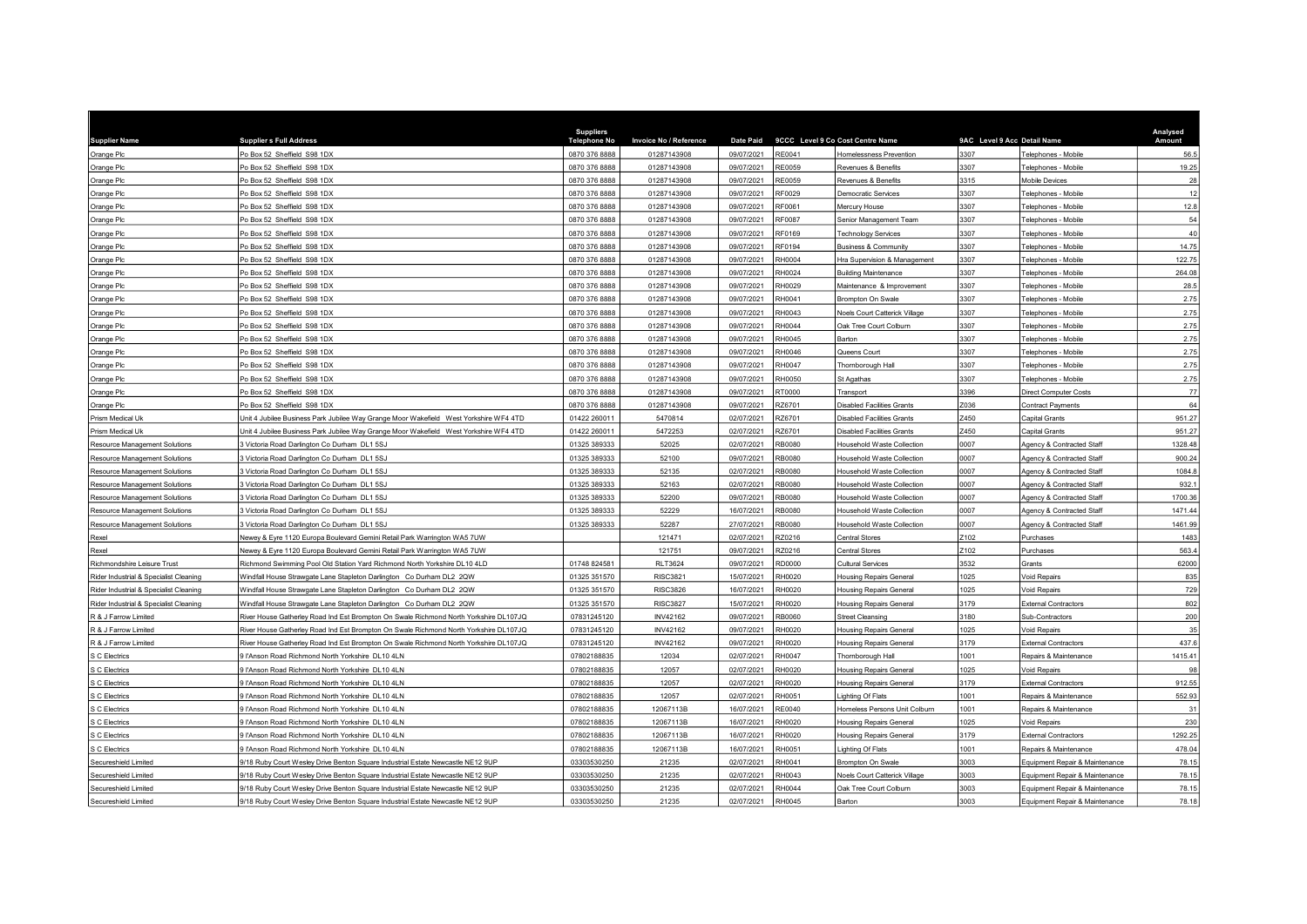| Supplier Name | Supplier s Full Address | Suppliers Telephone No | Invoice No / Reference | Date Paid | 9CCC | Level 9 Co Cost Centre Name | 9AC | Level 9 Acc Detail Name | Analysed Amount |
|---|---|---|---|---|---|---|---|---|---|
| Orange Plc | Po Box 52 Sheffield S98 1DX | 0870 376 8888 | 01287143908 | 09/07/2021 | RE0041 | Homelessness Prevention | 3307 | Telephones - Mobile | 56.5 |
| Orange Plc | Po Box 52 Sheffield S98 1DX | 0870 376 8888 | 01287143908 | 09/07/2021 | RE0059 | Revenues & Benefits | 3307 | Telephones - Mobile | 19.25 |
| Orange Plc | Po Box 52 Sheffield S98 1DX | 0870 376 8888 | 01287143908 | 09/07/2021 | RE0059 | Revenues & Benefits | 3315 | Mobile Devices | 28 |
| Orange Plc | Po Box 52 Sheffield S98 1DX | 0870 376 8888 | 01287143908 | 09/07/2021 | RF0029 | Democratic Services | 3307 | Telephones - Mobile | 12 |
| Orange Plc | Po Box 52 Sheffield S98 1DX | 0870 376 8888 | 01287143908 | 09/07/2021 | RF0061 | Mercury House | 3307 | Telephones - Mobile | 12.8 |
| Orange Plc | Po Box 52 Sheffield S98 1DX | 0870 376 8888 | 01287143908 | 09/07/2021 | RF0087 | Senior Management Team | 3307 | Telephones - Mobile | 54 |
| Orange Plc | Po Box 52 Sheffield S98 1DX | 0870 376 8888 | 01287143908 | 09/07/2021 | RF0169 | Technology Services | 3307 | Telephones - Mobile | 40 |
| Orange Plc | Po Box 52 Sheffield S98 1DX | 0870 376 8888 | 01287143908 | 09/07/2021 | RF0194 | Business & Community | 3307 | Telephones - Mobile | 14.75 |
| Orange Plc | Po Box 52 Sheffield S98 1DX | 0870 376 8888 | 01287143908 | 09/07/2021 | RH0004 | Hra Supervision & Management | 3307 | Telephones - Mobile | 122.75 |
| Orange Plc | Po Box 52 Sheffield S98 1DX | 0870 376 8888 | 01287143908 | 09/07/2021 | RH0024 | Building Maintenance | 3307 | Telephones - Mobile | 264.08 |
| Orange Plc | Po Box 52 Sheffield S98 1DX | 0870 376 8888 | 01287143908 | 09/07/2021 | RH0029 | Maintenance & Improvement | 3307 | Telephones - Mobile | 28.5 |
| Orange Plc | Po Box 52 Sheffield S98 1DX | 0870 376 8888 | 01287143908 | 09/07/2021 | RH0041 | Brompton On Swale | 3307 | Telephones - Mobile | 2.75 |
| Orange Plc | Po Box 52 Sheffield S98 1DX | 0870 376 8888 | 01287143908 | 09/07/2021 | RH0043 | Noels Court Catterick Village | 3307 | Telephones - Mobile | 2.75 |
| Orange Plc | Po Box 52 Sheffield S98 1DX | 0870 376 8888 | 01287143908 | 09/07/2021 | RH0044 | Oak Tree Court Colburn | 3307 | Telephones - Mobile | 2.75 |
| Orange Plc | Po Box 52 Sheffield S98 1DX | 0870 376 8888 | 01287143908 | 09/07/2021 | RH0045 | Barton | 3307 | Telephones - Mobile | 2.75 |
| Orange Plc | Po Box 52 Sheffield S98 1DX | 0870 376 8888 | 01287143908 | 09/07/2021 | RH0046 | Queens Court | 3307 | Telephones - Mobile | 2.75 |
| Orange Plc | Po Box 52 Sheffield S98 1DX | 0870 376 8888 | 01287143908 | 09/07/2021 | RH0047 | Thornborough Hall | 3307 | Telephones - Mobile | 2.75 |
| Orange Plc | Po Box 52 Sheffield S98 1DX | 0870 376 8888 | 01287143908 | 09/07/2021 | RH0050 | St Agathas | 3307 | Telephones - Mobile | 2.75 |
| Orange Plc | Po Box 52 Sheffield S98 1DX | 0870 376 8888 | 01287143908 | 09/07/2021 | RT0000 | Transport | 3396 | Direct Computer Costs | 77 |
| Orange Plc | Po Box 52 Sheffield S98 1DX | 0870 376 8888 | 01287143908 | 09/07/2021 | RZ6701 | Disabled Facilities Grants | Z036 | Contract Payments | 64 |
| Prism Medical Uk | Unit 4 Jubilee Business Park Jubilee Way Grange Moor Wakefield West Yorkshire WF4 4TD | 01422 260011 | 5470814 | 02/07/2021 | RZ6701 | Disabled Facilities Grants | Z450 | Capital Grants | 951.27 |
| Prism Medical Uk | Unit 4 Jubilee Business Park Jubilee Way Grange Moor Wakefield West Yorkshire WF4 4TD | 01422 260011 | 5472253 | 02/07/2021 | RZ6701 | Disabled Facilities Grants | Z450 | Capital Grants | 951.27 |
| Resource Management Solutions | 3 Victoria Road Darlington Co Durham DL1 5SJ | 01325 389333 | 52025 | 02/07/2021 | RB0080 | Household Waste Collection | 0007 | Agency & Contracted Staff | 1328.48 |
| Resource Management Solutions | 3 Victoria Road Darlington Co Durham DL1 5SJ | 01325 389333 | 52100 | 09/07/2021 | RB0080 | Household Waste Collection | 0007 | Agency & Contracted Staff | 900.24 |
| Resource Management Solutions | 3 Victoria Road Darlington Co Durham DL1 5SJ | 01325 389333 | 52135 | 02/07/2021 | RB0080 | Household Waste Collection | 0007 | Agency & Contracted Staff | 1084.8 |
| Resource Management Solutions | 3 Victoria Road Darlington Co Durham DL1 5SJ | 01325 389333 | 52163 | 02/07/2021 | RB0080 | Household Waste Collection | 0007 | Agency & Contracted Staff | 932.1 |
| Resource Management Solutions | 3 Victoria Road Darlington Co Durham DL1 5SJ | 01325 389333 | 52200 | 09/07/2021 | RB0080 | Household Waste Collection | 0007 | Agency & Contracted Staff | 1700.36 |
| Resource Management Solutions | 3 Victoria Road Darlington Co Durham DL1 5SJ | 01325 389333 | 52229 | 16/07/2021 | RB0080 | Household Waste Collection | 0007 | Agency & Contracted Staff | 1471.44 |
| Resource Management Solutions | 3 Victoria Road Darlington Co Durham DL1 5SJ | 01325 389333 | 52287 | 27/07/2021 | RB0080 | Household Waste Collection | 0007 | Agency & Contracted Staff | 1461.99 |
| Rexel | Newey & Eyre 1120 Europa Boulevard Gemini Retail Park Warrington WA5 7UW | | 121471 | 02/07/2021 | RZ0216 | Central Stores | Z102 | Purchases | 1483 |
| Rexel | Newey & Eyre 1120 Europa Boulevard Gemini Retail Park Warrington WA5 7UW | | 121751 | 09/07/2021 | RZ0216 | Central Stores | Z102 | Purchases | 563.4 |
| Richmondshire Leisure Trust | Richmond Swimming Pool Old Station Yard Richmond North Yorkshire DL10 4LD | 01748 824581 | RLT3624 | 09/07/2021 | RD0000 | Cultural Services | 3532 | Grants | 62000 |
| Rider Industrial & Specialist Cleaning | Windfall House Strawgate Lane Stapleton Darlington Co Durham DL2 2QW | 01325 351570 | RISC3821 | 15/07/2021 | RH0020 | Housing Repairs General | 1025 | Void Repairs | 835 |
| Rider Industrial & Specialist Cleaning | Windfall House Strawgate Lane Stapleton Darlington Co Durham DL2 2QW | 01325 351570 | RISC3826 | 16/07/2021 | RH0020 | Housing Repairs General | 1025 | Void Repairs | 729 |
| Rider Industrial & Specialist Cleaning | Windfall House Strawgate Lane Stapleton Darlington Co Durham DL2 2QW | 01325 351570 | RISC3827 | 15/07/2021 | RH0020 | Housing Repairs General | 3179 | External Contractors | 802 |
| R & J Farrow Limited | River House Gatherley Road Ind Est Brompton On Swale Richmond North Yorkshire DL107JQ | 07831245120 | INV42162 | 09/07/2021 | RB0060 | Street Cleansing | 3180 | Sub-Contractors | 200 |
| R & J Farrow Limited | River House Gatherley Road Ind Est Brompton On Swale Richmond North Yorkshire DL107JQ | 07831245120 | INV42162 | 09/07/2021 | RH0020 | Housing Repairs General | 1025 | Void Repairs | 35 |
| R & J Farrow Limited | River House Gatherley Road Ind Est Brompton On Swale Richmond North Yorkshire DL107JQ | 07831245120 | INV42162 | 09/07/2021 | RH0020 | Housing Repairs General | 3179 | External Contractors | 437.6 |
| S C Electrics | 9 I'Anson Road Richmond North Yorkshire DL10 4LN | 07802188835 | 12034 | 02/07/2021 | RH0047 | Thornborough Hall | 1001 | Repairs & Maintenance | 1415.41 |
| S C Electrics | 9 I'Anson Road Richmond North Yorkshire DL10 4LN | 07802188835 | 12057 | 02/07/2021 | RH0020 | Housing Repairs General | 1025 | Void Repairs | 98 |
| S C Electrics | 9 I'Anson Road Richmond North Yorkshire DL10 4LN | 07802188835 | 12057 | 02/07/2021 | RH0020 | Housing Repairs General | 3179 | External Contractors | 912.55 |
| S C Electrics | 9 I'Anson Road Richmond North Yorkshire DL10 4LN | 07802188835 | 12057 | 02/07/2021 | RH0051 | Lighting Of Flats | 1001 | Repairs & Maintenance | 552.93 |
| S C Electrics | 9 I'Anson Road Richmond North Yorkshire DL10 4LN | 07802188835 | 12067113B | 16/07/2021 | RE0040 | Homeless Persons Unit Colburn | 1001 | Repairs & Maintenance | 31 |
| S C Electrics | 9 I'Anson Road Richmond North Yorkshire DL10 4LN | 07802188835 | 12067113B | 16/07/2021 | RH0020 | Housing Repairs General | 1025 | Void Repairs | 230 |
| S C Electrics | 9 I'Anson Road Richmond North Yorkshire DL10 4LN | 07802188835 | 12067113B | 16/07/2021 | RH0020 | Housing Repairs General | 3179 | External Contractors | 1292.25 |
| S C Electrics | 9 I'Anson Road Richmond North Yorkshire DL10 4LN | 07802188835 | 12067113B | 16/07/2021 | RH0051 | Lighting Of Flats | 1001 | Repairs & Maintenance | 478.04 |
| Secureshield Limited | 9/18 Ruby Court Wesley Drive Benton Square Industrial Estate Newcastle NE12 9UP | 03303530250 | 21235 | 02/07/2021 | RH0041 | Brompton On Swale | 3003 | Equipment Repair & Maintenance | 78.15 |
| Secureshield Limited | 9/18 Ruby Court Wesley Drive Benton Square Industrial Estate Newcastle NE12 9UP | 03303530250 | 21235 | 02/07/2021 | RH0043 | Noels Court Catterick Village | 3003 | Equipment Repair & Maintenance | 78.15 |
| Secureshield Limited | 9/18 Ruby Court Wesley Drive Benton Square Industrial Estate Newcastle NE12 9UP | 03303530250 | 21235 | 02/07/2021 | RH0044 | Oak Tree Court Colburn | 3003 | Equipment Repair & Maintenance | 78.15 |
| Secureshield Limited | 9/18 Ruby Court Wesley Drive Benton Square Industrial Estate Newcastle NE12 9UP | 03303530250 | 21235 | 02/07/2021 | RH0045 | Barton | 3003 | Equipment Repair & Maintenance | 78.18 |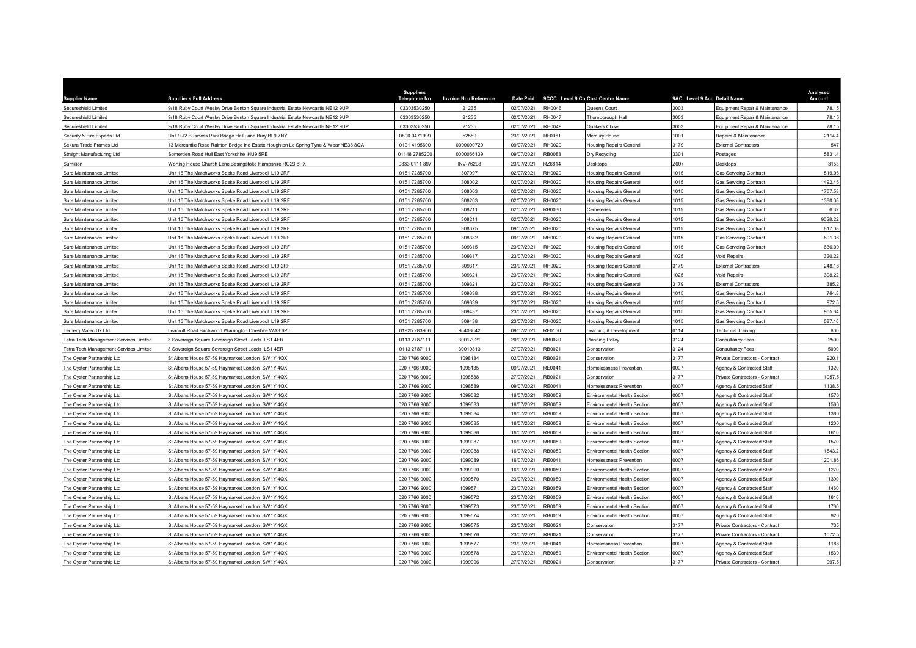| Supplier Name | Supplier s Full Address | Suppliers Telephone No | Invoice No / Reference | Date Paid | 9CCC Level 9 Co Cost Centre Name | | 9AC Level 9 Acc Detail Name | | Analysed Amount |
|---|---|---|---|---|---|---|---|---|---|
| Secureshield Limited | 9/18 Ruby Court Wesley Drive Benton Square Industrial Estate Newcastle NE12 9UP | 03303530250 | 21235 | 02/07/2021 | RH0046 | Queens Court | 3003 | Equipment Repair & Maintenance | 78.15 |
| Secureshield Limited | 9/18 Ruby Court Wesley Drive Benton Square Industrial Estate Newcastle NE12 9UP | 03303530250 | 21235 | 02/07/2021 | RH0047 | Thornborough Hall | 3003 | Equipment Repair & Maintenance | 78.15 |
| Secureshield Limited | 9/18 Ruby Court Wesley Drive Benton Square Industrial Estate Newcastle NE12 9UP | 03303530250 | 21235 | 02/07/2021 | RH0049 | Quakers Close | 3003 | Equipment Repair & Maintenance | 78.15 |
| Security & Fire Experts Ltd | Unit 9 J2 Business Park Bridge Hall Lane Bury BL9 7NY | 0800 0471999 | 52589 | 23/07/2021 | RF0061 | Mercury House | 1001 | Repairs & Maintenance | 2114.4 |
| Sekura Trade Frames Ltd | 13 Mercantile Road Rainton Bridge Ind Estate Houghton Le Spring Tyne & Wear NE38 8QA | 0191 4195600 | 0000000729 | 09/07/2021 | RH0020 | Housing Repairs General | 3179 | External Contractors | 547 |
| Straight Manufacturing Ltd | Somerden Road Hull East Yorkshire HU9 5PE | 01148 2785200 | 0000056139 | 09/07/2021 | RB0083 | Dry Recycling | 3301 | Postages | 5831.4 |
| Sumillion | Worting House Church Lane Basingstoke Hampshire RG23 8PX | 0333 0111 897 | INV-76208 | 23/07/2021 | RZ6814 | Desktops | Z607 | Desktops | 3153 |
| Sure Maintenance Limited | Unit 16 The Matchworks Speke Road Liverpool L19 2RF | 0151 7285700 | 307997 | 02/07/2021 | RH0020 | Housing Repairs General | 1015 | Gas Servicing Contract | 519.96 |
| Sure Maintenance Limited | Unit 16 The Matchworks Speke Road Liverpool L19 2RF | 0151 7285700 | 308002 | 02/07/2021 | RH0020 | Housing Repairs General | 1015 | Gas Servicing Contract | 1492.46 |
| Sure Maintenance Limited | Unit 16 The Matchworks Speke Road Liverpool L19 2RF | 0151 7285700 | 308003 | 02/07/2021 | RH0020 | Housing Repairs General | 1015 | Gas Servicing Contract | 1767.58 |
| Sure Maintenance Limited | Unit 16 The Matchworks Speke Road Liverpool L19 2RF | 0151 7285700 | 308203 | 02/07/2021 | RH0020 | Housing Repairs General | 1015 | Gas Servicing Contract | 1380.08 |
| Sure Maintenance Limited | Unit 16 The Matchworks Speke Road Liverpool L19 2RF | 0151 7285700 | 308211 | 02/07/2021 | RB0030 | Cemeteries | 1015 | Gas Servicing Contract | 6.32 |
| Sure Maintenance Limited | Unit 16 The Matchworks Speke Road Liverpool L19 2RF | 0151 7285700 | 308211 | 02/07/2021 | RH0020 | Housing Repairs General | 1015 | Gas Servicing Contract | 9028.22 |
| Sure Maintenance Limited | Unit 16 The Matchworks Speke Road Liverpool L19 2RF | 0151 7285700 | 308375 | 09/07/2021 | RH0020 | Housing Repairs General | 1015 | Gas Servicing Contract | 817.08 |
| Sure Maintenance Limited | Unit 16 The Matchworks Speke Road Liverpool L19 2RF | 0151 7285700 | 308382 | 09/07/2021 | RH0020 | Housing Repairs General | 1015 | Gas Servicing Contract | 891.36 |
| Sure Maintenance Limited | Unit 16 The Matchworks Speke Road Liverpool L19 2RF | 0151 7285700 | 309315 | 23/07/2021 | RH0020 | Housing Repairs General | 1015 | Gas Servicing Contract | 636.09 |
| Sure Maintenance Limited | Unit 16 The Matchworks Speke Road Liverpool L19 2RF | 0151 7285700 | 309317 | 23/07/2021 | RH0020 | Housing Repairs General | 1025 | Void Repairs | 320.22 |
| Sure Maintenance Limited | Unit 16 The Matchworks Speke Road Liverpool L19 2RF | 0151 7285700 | 309317 | 23/07/2021 | RH0020 | Housing Repairs General | 3179 | External Contractors | 248.18 |
| Sure Maintenance Limited | Unit 16 The Matchworks Speke Road Liverpool L19 2RF | 0151 7285700 | 309321 | 23/07/2021 | RH0020 | Housing Repairs General | 1025 | Void Repairs | 398.22 |
| Sure Maintenance Limited | Unit 16 The Matchworks Speke Road Liverpool L19 2RF | 0151 7285700 | 309321 | 23/07/2021 | RH0020 | Housing Repairs General | 3179 | External Contractors | 385.2 |
| Sure Maintenance Limited | Unit 16 The Matchworks Speke Road Liverpool L19 2RF | 0151 7285700 | 309338 | 23/07/2021 | RH0020 | Housing Repairs General | 1015 | Gas Servicing Contract | 764.8 |
| Sure Maintenance Limited | Unit 16 The Matchworks Speke Road Liverpool L19 2RF | 0151 7285700 | 309339 | 23/07/2021 | RH0020 | Housing Repairs General | 1015 | Gas Servicing Contract | 972.5 |
| Sure Maintenance Limited | Unit 16 The Matchworks Speke Road Liverpool L19 2RF | 0151 7285700 | 309437 | 23/07/2021 | RH0020 | Housing Repairs General | 1015 | Gas Servicing Contract | 965.64 |
| Sure Maintenance Limited | Unit 16 The Matchworks Speke Road Liverpool L19 2RF | 0151 7285700 | 309438 | 23/07/2021 | RH0020 | Housing Repairs General | 1015 | Gas Servicing Contract | 587.16 |
| Terberg Matec Uk Ltd | Leacroft Road Birchwood Warrington Cheshire WA3 6PJ | 01925 283906 | 96408642 | 09/07/2021 | RF0150 | Learning & Development | 0114 | Technical Training | 600 |
| Tetra Tech Management Services Limited | 3 Sovereign Square Sovereign Street Leeds LS1 4ER | 0113 2787111 | 30017921 | 20/07/2021 | RB0020 | Planning Policy | 3124 | Consultancy Fees | 2500 |
| Tetra Tech Management Services Limited | 3 Sovereign Square Sovereign Street Leeds LS1 4ER | 0113 2787111 | 30019813 | 27/07/2021 | RB0021 | Conservation | 3124 | Consultancy Fees | 5000 |
| The Oyster Partnership Ltd | St Albans House 57-59 Haymarket London SW1Y 4QX | 020 7766 9000 | 1098134 | 02/07/2021 | RB0021 | Conservation | 3177 | Private Contractors - Contract | 920.1 |
| The Oyster Partnership Ltd | St Albans House 57-59 Haymarket London SW1Y 4QX | 020 7766 9000 | 1098135 | 09/07/2021 | RE0041 | Homelessness Prevention | 0007 | Agency & Contracted Staff | 1320 |
| The Oyster Partnership Ltd | St Albans House 57-59 Haymarket London SW1Y 4QX | 020 7766 9000 | 1098588 | 27/07/2021 | RB0021 | Conservation | 3177 | Private Contractors - Contract | 1057.5 |
| The Oyster Partnership Ltd | St Albans House 57-59 Haymarket London SW1Y 4QX | 020 7766 9000 | 1098589 | 09/07/2021 | RE0041 | Homelessness Prevention | 0007 | Agency & Contracted Staff | 1138.5 |
| The Oyster Partnership Ltd | St Albans House 57-59 Haymarket London SW1Y 4QX | 020 7766 9000 | 1099082 | 16/07/2021 | RB0059 | Environmental Health Section | 0007 | Agency & Contracted Staff | 1570 |
| The Oyster Partnership Ltd | St Albans House 57-59 Haymarket London SW1Y 4QX | 020 7766 9000 | 1099083 | 16/07/2021 | RB0059 | Environmental Health Section | 0007 | Agency & Contracted Staff | 1560 |
| The Oyster Partnership Ltd | St Albans House 57-59 Haymarket London SW1Y 4QX | 020 7766 9000 | 1099084 | 16/07/2021 | RB0059 | Environmental Health Section | 0007 | Agency & Contracted Staff | 1380 |
| The Oyster Partnership Ltd | St Albans House 57-59 Haymarket London SW1Y 4QX | 020 7766 9000 | 1099085 | 16/07/2021 | RB0059 | Environmental Health Section | 0007 | Agency & Contracted Staff | 1200 |
| The Oyster Partnership Ltd | St Albans House 57-59 Haymarket London SW1Y 4QX | 020 7766 9000 | 1099086 | 16/07/2021 | RB0059 | Environmental Health Section | 0007 | Agency & Contracted Staff | 1610 |
| The Oyster Partnership Ltd | St Albans House 57-59 Haymarket London SW1Y 4QX | 020 7766 9000 | 1099087 | 16/07/2021 | RB0059 | Environmental Health Section | 0007 | Agency & Contracted Staff | 1570 |
| The Oyster Partnership Ltd | St Albans House 57-59 Haymarket London SW1Y 4QX | 020 7766 9000 | 1099088 | 16/07/2021 | RB0059 | Environmental Health Section | 0007 | Agency & Contracted Staff | 1543.2 |
| The Oyster Partnership Ltd | St Albans House 57-59 Haymarket London SW1Y 4QX | 020 7766 9000 | 1099089 | 16/07/2021 | RE0041 | Homelessness Prevention | 0007 | Agency & Contracted Staff | 1201.86 |
| The Oyster Partnership Ltd | St Albans House 57-59 Haymarket London SW1Y 4QX | 020 7766 9000 | 1099090 | 16/07/2021 | RB0059 | Environmental Health Section | 0007 | Agency & Contracted Staff | 1270 |
| The Oyster Partnership Ltd | St Albans House 57-59 Haymarket London SW1Y 4QX | 020 7766 9000 | 1099570 | 23/07/2021 | RB0059 | Environmental Health Section | 0007 | Agency & Contracted Staff | 1390 |
| The Oyster Partnership Ltd | St Albans House 57-59 Haymarket London SW1Y 4QX | 020 7766 9000 | 1099571 | 23/07/2021 | RB0059 | Environmental Health Section | 0007 | Agency & Contracted Staff | 1460 |
| The Oyster Partnership Ltd | St Albans House 57-59 Haymarket London SW1Y 4QX | 020 7766 9000 | 1099572 | 23/07/2021 | RB0059 | Environmental Health Section | 0007 | Agency & Contracted Staff | 1610 |
| The Oyster Partnership Ltd | St Albans House 57-59 Haymarket London SW1Y 4QX | 020 7766 9000 | 1099573 | 23/07/2021 | RB0059 | Environmental Health Section | 0007 | Agency & Contracted Staff | 1760 |
| The Oyster Partnership Ltd | St Albans House 57-59 Haymarket London SW1Y 4QX | 020 7766 9000 | 1099574 | 23/07/2021 | RB0059 | Environmental Health Section | 0007 | Agency & Contracted Staff | 920 |
| The Oyster Partnership Ltd | St Albans House 57-59 Haymarket London SW1Y 4QX | 020 7766 9000 | 1099575 | 23/07/2021 | RB0021 | Conservation | 3177 | Private Contractors - Contract | 735 |
| The Oyster Partnership Ltd | St Albans House 57-59 Haymarket London SW1Y 4QX | 020 7766 9000 | 1099576 | 23/07/2021 | RB0021 | Conservation | 3177 | Private Contractors - Contract | 1072.5 |
| The Oyster Partnership Ltd | St Albans House 57-59 Haymarket London SW1Y 4QX | 020 7766 9000 | 1099577 | 23/07/2021 | RE0041 | Homelessness Prevention | 0007 | Agency & Contracted Staff | 1188 |
| The Oyster Partnership Ltd | St Albans House 57-59 Haymarket London SW1Y 4QX | 020 7766 9000 | 1099578 | 23/07/2021 | RB0059 | Environmental Health Section | 0007 | Agency & Contracted Staff | 1530 |
| The Oyster Partnership Ltd | St Albans House 57-59 Haymarket London SW1Y 4QX | 020 7766 9000 | 1099996 | 27/07/2021 | RB0021 | Conservation | 3177 | Private Contractors - Contract | 997.5 |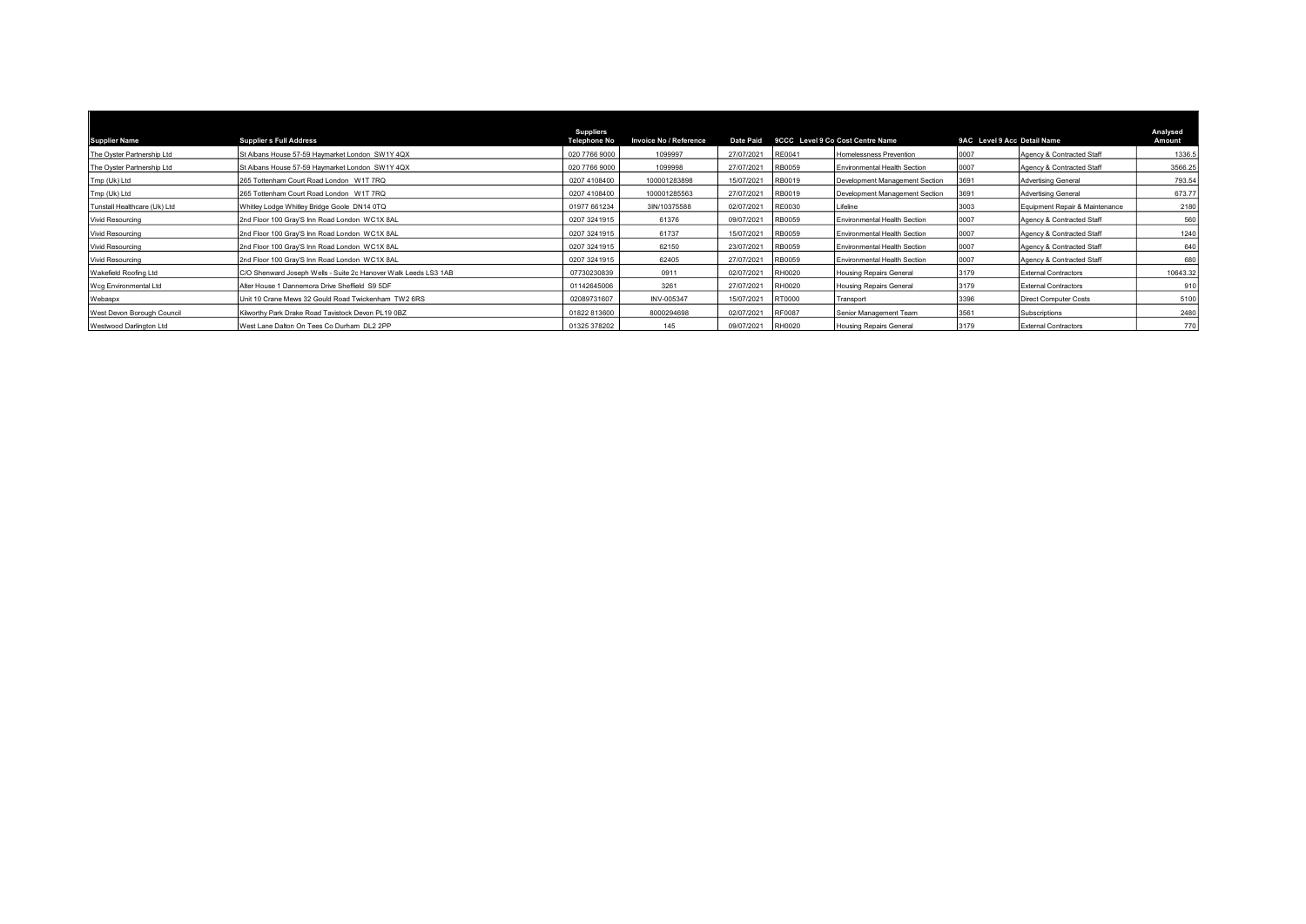| Supplier Name | Supplier s Full Address | Suppliers Telephone No | Invoice No / Reference | Date Paid | 9CCC Level 9 Co | Cost Centre Name | 9AC Level 9 Acc | Detail Name | Analysed Amount |
|---|---|---|---|---|---|---|---|---|---|
| The Oyster Partnership Ltd | St Albans House 57-59 Haymarket London SW1Y 4QX | 020 7766 9000 | 1099997 | 27/07/2021 | RE0041 | Homelessness Prevention | 0007 | Agency & Contracted Staff | 1336.5 |
| The Oyster Partnership Ltd | St Albans House 57-59 Haymarket London SW1Y 4QX | 020 7766 9000 | 1099998 | 27/07/2021 | RB0059 | Environmental Health Section | 0007 | Agency & Contracted Staff | 3566.25 |
| Tmp (Uk) Ltd | 265 Tottenham Court Road London W1T 7RQ | 0207 4108400 | 100001283898 | 15/07/2021 | RB0019 | Development Management Section | 3691 | Advertising General | 793.54 |
| Tmp (Uk) Ltd | 265 Tottenham Court Road London W1T 7RQ | 0207 4108400 | 100001285563 | 27/07/2021 | RB0019 | Development Management Section | 3691 | Advertising General | 673.77 |
| Tunstall Healthcare (Uk) Ltd | Whitley Lodge Whitley Bridge Goole DN14 0TQ | 01977 661234 | 3IN/10375588 | 02/07/2021 | RE0030 | Lifeline | 3003 | Equipment Repair & Maintenance | 2180 |
| Vivid Resourcing | 2nd Floor 100 Gray'S Inn Road London WC1X 8AL | 0207 3241915 | 61376 | 09/07/2021 | RB0059 | Environmental Health Section | 0007 | Agency & Contracted Staff | 560 |
| Vivid Resourcing | 2nd Floor 100 Gray'S Inn Road London WC1X 8AL | 0207 3241915 | 61737 | 15/07/2021 | RB0059 | Environmental Health Section | 0007 | Agency & Contracted Staff | 1240 |
| Vivid Resourcing | 2nd Floor 100 Gray'S Inn Road London WC1X 8AL | 0207 3241915 | 62150 | 23/07/2021 | RB0059 | Environmental Health Section | 0007 | Agency & Contracted Staff | 640 |
| Vivid Resourcing | 2nd Floor 100 Gray'S Inn Road London WC1X 8AL | 0207 3241915 | 62405 | 27/07/2021 | RB0059 | Environmental Health Section | 0007 | Agency & Contracted Staff | 680 |
| Wakefield Roofing Ltd | C/O Shenward Joseph Wells - Suite 2c Hanover Walk Leeds LS3 1AB | 07730230839 | 0911 | 02/07/2021 | RH0020 | Housing Repairs General | 3179 | External Contractors | 10643.32 |
| Wcg Environmental Ltd | Alter House 1 Dannemora Drive Sheffield S9 5DF | 01142645006 | 3261 | 27/07/2021 | RH0020 | Housing Repairs General | 3179 | External Contractors | 910 |
| Webaspx | Unit 10 Crane Mews 32 Gould Road Twickenham TW2 6RS | 02089731607 | INV-005347 | 15/07/2021 | RT0000 | Transport | 3396 | Direct Computer Costs | 5100 |
| West Devon Borough Council | Kilworthy Park Drake Road Tavistock Devon PL19 0BZ | 01822 813600 | 8000294698 | 02/07/2021 | RF0087 | Senior Management Team | 3561 | Subscriptions | 2480 |
| Westwood Darlington Ltd | West Lane Dalton On Tees Co Durham DL2 2PP | 01325 378202 | 145 | 09/07/2021 | RH0020 | Housing Repairs General | 3179 | External Contractors | 770 |